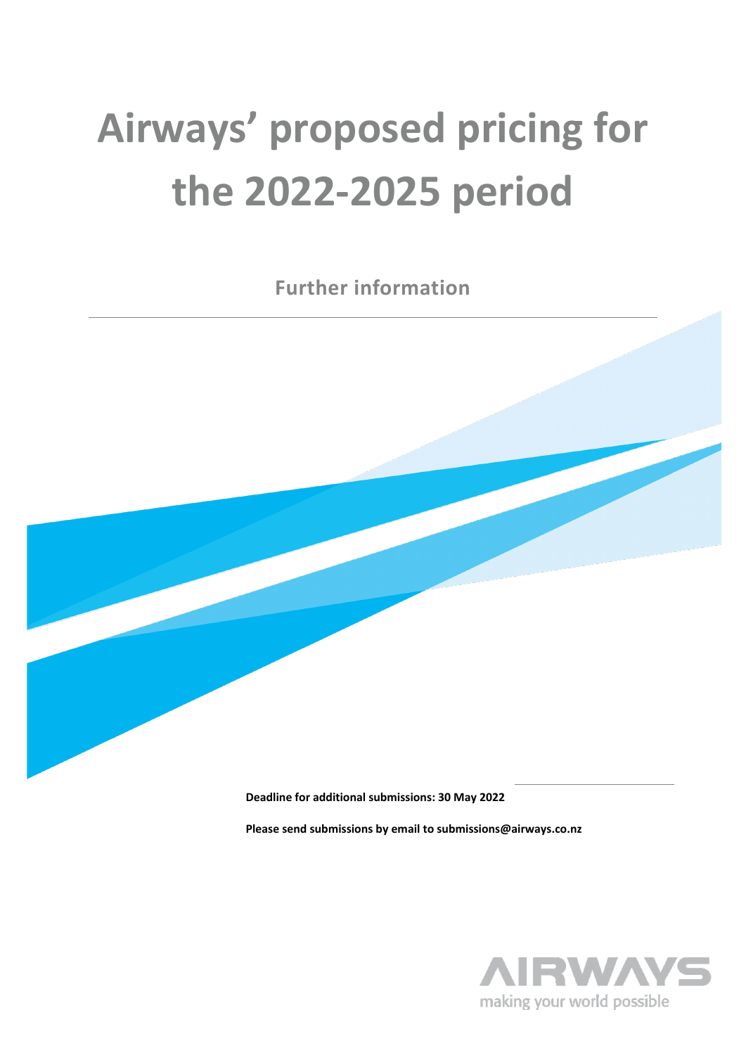# Airways' proposed pricing for the 2022-2025 period

## Further information

**Deadline for additional submissions: 30 May 2022**

**Please send submissions by email to submissions@airways.co.nz**

AIRWAYS
making your world possible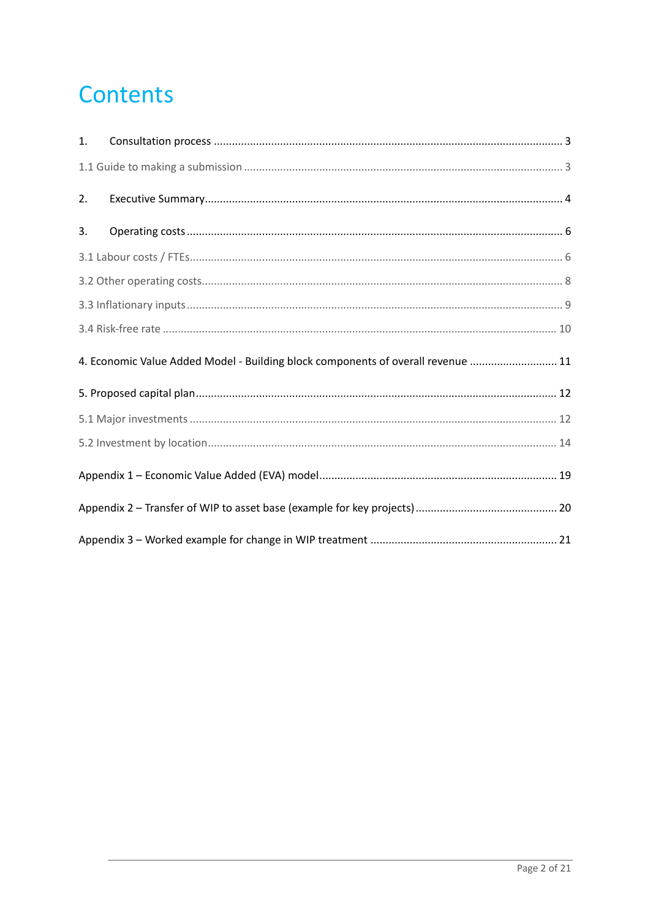# Contents

1. Consultation process ........................................................................................................ 3

1.1 Guide to making a submission ........................................................................................ 3

2. Executive Summary.......................................................................................................... 4

3. Operating costs ................................................................................................................ 6

3.1 Labour costs / FTEs........................................................................................................ 6

3.2 Other operating costs...................................................................................................... 8

3.3 Inflationary inputs ........................................................................................................... 9

3.4 Risk-free rate ................................................................................................................. 10

4. Economic Value Added Model - Building block components of overall revenue ............................ 11

5. Proposed capital plan....................................................................................................... 12

5.1 Major investments ......................................................................................................... 12

5.2 Investment by location................................................................................................... 14

Appendix 1 – Economic Value Added (EVA) model............................................................................ 19

Appendix 2 – Transfer of WIP to asset base (example for key projects)............................................. 20

Appendix 3 – Worked example for change in WIP treatment ............................................................ 21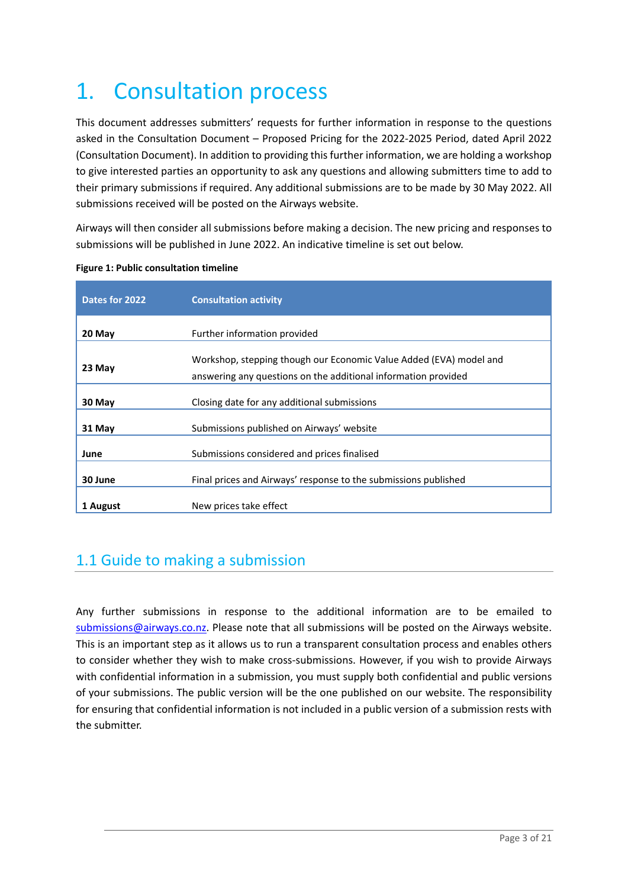# 1. Consultation process

This document addresses submitters' requests for further information in response to the questions asked in the Consultation Document – Proposed Pricing for the 2022-2025 Period, dated April 2022 (Consultation Document). In addition to providing this further information, we are holding a workshop to give interested parties an opportunity to ask any questions and allowing submitters time to add to their primary submissions if required. Any additional submissions are to be made by 30 May 2022. All submissions received will be posted on the Airways website.

Airways will then consider all submissions before making a decision. The new pricing and responses to submissions will be published in June 2022. An indicative timeline is set out below.

**Figure 1: Public consultation timeline**

| Dates for 2022 | Consultation activity |
|---|---|
| **20 May** | Further information provided |
| **23 May** | Workshop, stepping though our Economic Value Added (EVA) model and answering any questions on the additional information provided |
| **30 May** | Closing date for any additional submissions |
| **31 May** | Submissions published on Airways' website |
| **June** | Submissions considered and prices finalised |
| **30 June** | Final prices and Airways' response to the submissions published |
| **1 August** | New prices take effect |

## 1.1 Guide to making a submission

Any further submissions in response to the additional information are to be emailed to submissions@airways.co.nz. Please note that all submissions will be posted on the Airways website. This is an important step as it allows us to run a transparent consultation process and enables others to consider whether they wish to make cross-submissions. However, if you wish to provide Airways with confidential information in a submission, you must supply both confidential and public versions of your submissions. The public version will be the one published on our website. The responsibility for ensuring that confidential information is not included in a public version of a submission rests with the submitter.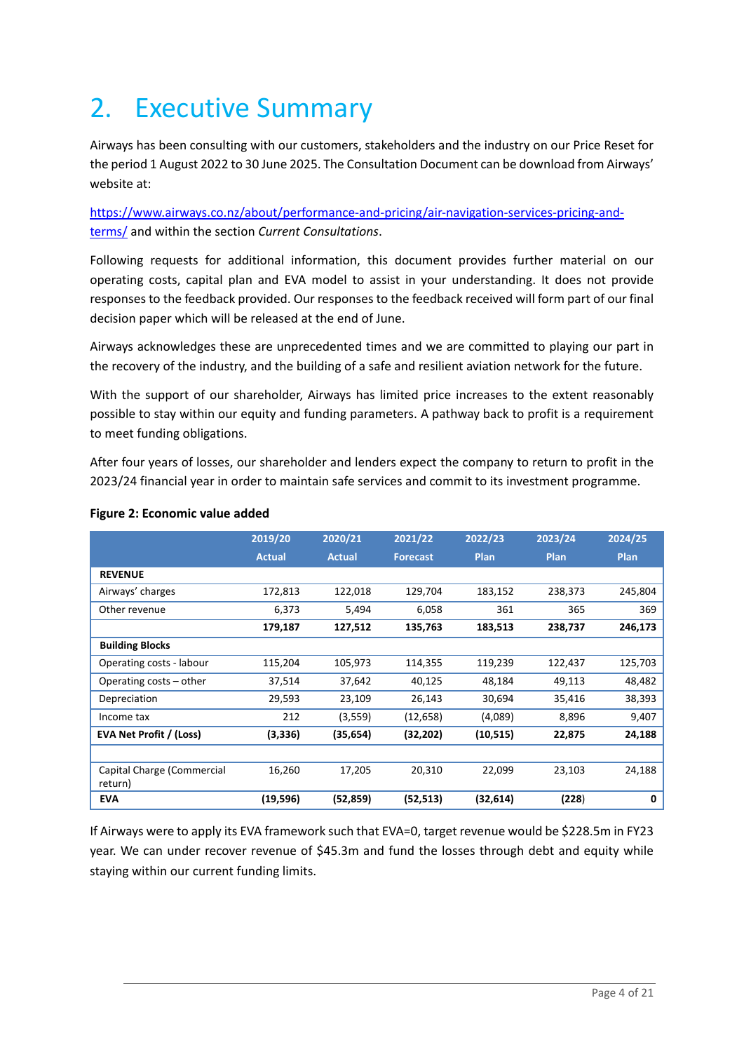# 2. Executive Summary

Airways has been consulting with our customers, stakeholders and the industry on our Price Reset for the period 1 August 2022 to 30 June 2025. The Consultation Document can be download from Airways' website at:

[https://www.airways.co.nz/about/performance-and-pricing/air-navigation-services-pricing-and-terms/](https://www.airways.co.nz/about/performance-and-pricing/air-navigation-services-pricing-and-terms/) and within the section *Current Consultations*.

Following requests for additional information, this document provides further material on our operating costs, capital plan and EVA model to assist in your understanding. It does not provide responses to the feedback provided. Our responses to the feedback received will form part of our final decision paper which will be released at the end of June.

Airways acknowledges these are unprecedented times and we are committed to playing our part in the recovery of the industry, and the building of a safe and resilient aviation network for the future.

With the support of our shareholder, Airways has limited price increases to the extent reasonably possible to stay within our equity and funding parameters. A pathway back to profit is a requirement to meet funding obligations.

After four years of losses, our shareholder and lenders expect the company to return to profit in the 2023/24 financial year in order to maintain safe services and commit to its investment programme.

**Figure 2: Economic value added**

| | 2019/20 Actual | 2020/21 Actual | 2021/22 Forecast | 2022/23 Plan | 2023/24 Plan | 2024/25 Plan |
|---|---|---|---|---|---|---|
| **REVENUE** | | | | | | |
| Airways' charges | 172,813 | 122,018 | 129,704 | 183,152 | 238,373 | 245,804 |
| Other revenue | 6,373 | 5,494 | 6,058 | 361 | 365 | 369 |
| | **179,187** | **127,512** | **135,763** | **183,513** | **238,737** | **246,173** |
| **Building Blocks** | | | | | | |
| Operating costs - labour | 115,204 | 105,973 | 114,355 | 119,239 | 122,437 | 125,703 |
| Operating costs – other | 37,514 | 37,642 | 40,125 | 48,184 | 49,113 | 48,482 |
| Depreciation | 29,593 | 23,109 | 26,143 | 30,694 | 35,416 | 38,393 |
| Income tax | 212 | (3,559) | (12,658) | (4,089) | 8,896 | 9,407 |
| **EVA Net Profit / (Loss)** | **(3,336)** | **(35,654)** | **(32,202)** | **(10,515)** | **22,875** | **24,188** |
| | | | | | | |
| Capital Charge (Commercial return) | 16,260 | 17,205 | 20,310 | 22,099 | 23,103 | 24,188 |
| **EVA** | **(19,596)** | **(52,859)** | **(52,513)** | **(32,614)** | **(228)** | **0** |

If Airways were to apply its EVA framework such that EVA=0, target revenue would be $228.5m in FY23 year. We can under recover revenue of $45.3m and fund the losses through debt and equity while staying within our current funding limits.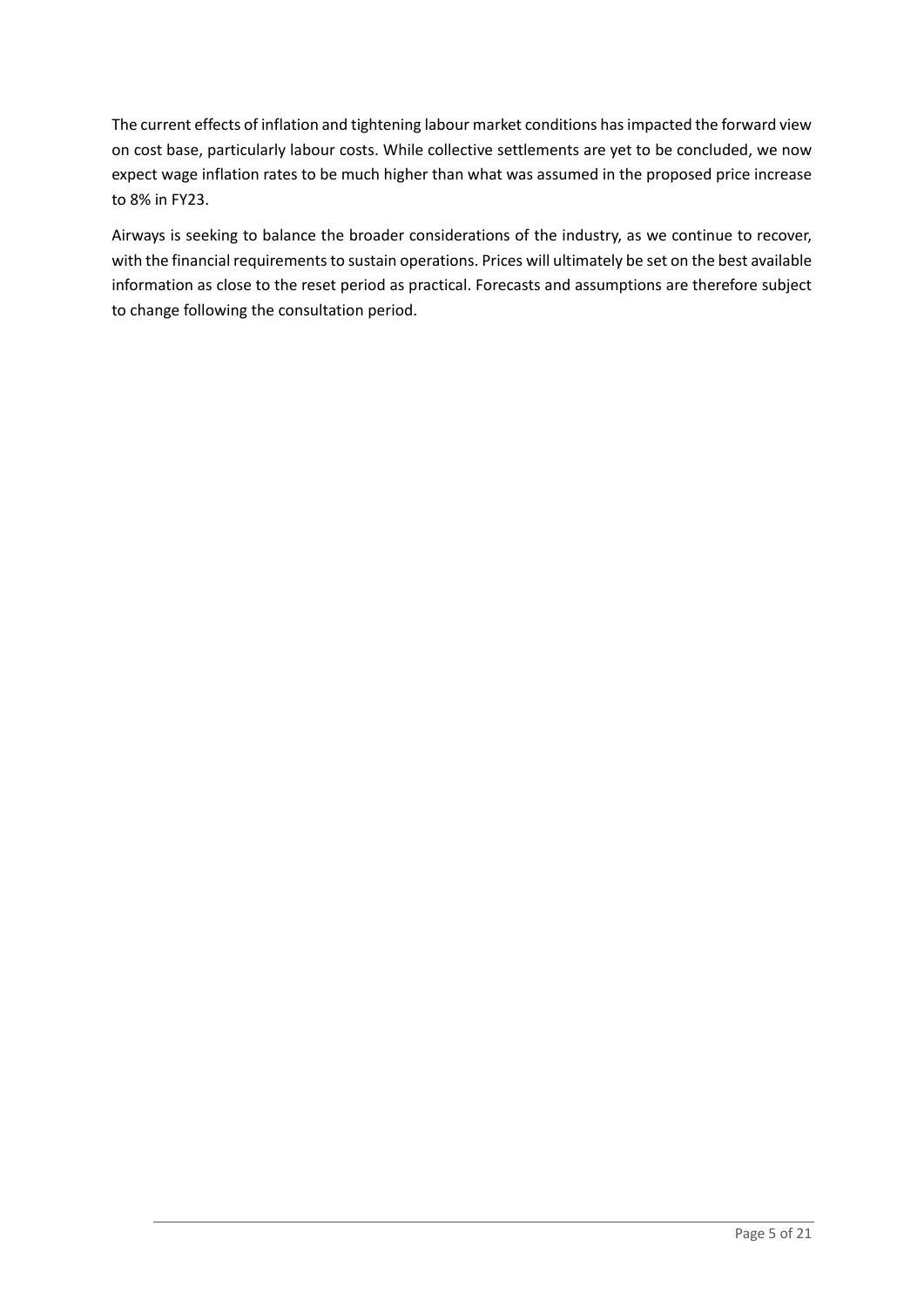The current effects of inflation and tightening labour market conditions has impacted the forward view on cost base, particularly labour costs. While collective settlements are yet to be concluded, we now expect wage inflation rates to be much higher than what was assumed in the proposed price increase to 8% in FY23.

Airways is seeking to balance the broader considerations of the industry, as we continue to recover, with the financial requirements to sustain operations. Prices will ultimately be set on the best available information as close to the reset period as practical. Forecasts and assumptions are therefore subject to change following the consultation period.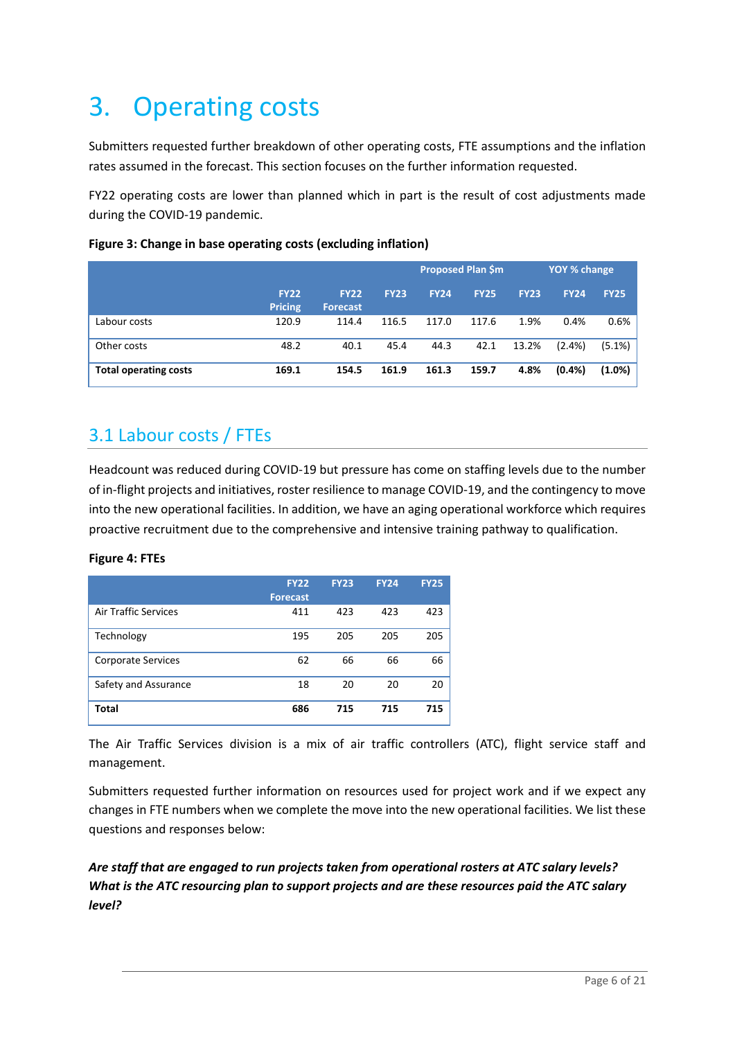# 3. Operating costs

Submitters requested further breakdown of other operating costs, FTE assumptions and the inflation rates assumed in the forecast. This section focuses on the further information requested.

FY22 operating costs are lower than planned which in part is the result of cost adjustments made during the COVID-19 pandemic.

**Figure 3: Change in base operating costs (excluding inflation)**

| | | | Proposed Plan $m | | | YOY % change | | |
|---|---|---|---|---|---|---|---|---|
| | FY22 Pricing | FY22 Forecast | FY23 | FY24 | FY25 | FY23 | FY24 | FY25 |
| Labour costs | 120.9 | 114.4 | 116.5 | 117.0 | 117.6 | 1.9% | 0.4% | 0.6% |
| Other costs | 48.2 | 40.1 | 45.4 | 44.3 | 42.1 | 13.2% | (2.4%) | (5.1%) |
| **Total operating costs** | **169.1** | **154.5** | **161.9** | **161.3** | **159.7** | **4.8%** | **(0.4%)** | **(1.0%)** |

## 3.1 Labour costs / FTEs

Headcount was reduced during COVID-19 but pressure has come on staffing levels due to the number of in-flight projects and initiatives, roster resilience to manage COVID-19, and the contingency to move into the new operational facilities. In addition, we have an aging operational workforce which requires proactive recruitment due to the comprehensive and intensive training pathway to qualification.

**Figure 4: FTEs**

| | FY22 Forecast | FY23 | FY24 | FY25 |
|---|---|---|---|---|
| Air Traffic Services | 411 | 423 | 423 | 423 |
| Technology | 195 | 205 | 205 | 205 |
| Corporate Services | 62 | 66 | 66 | 66 |
| Safety and Assurance | 18 | 20 | 20 | 20 |
| **Total** | **686** | **715** | **715** | **715** |

The Air Traffic Services division is a mix of air traffic controllers (ATC), flight service staff and management.

Submitters requested further information on resources used for project work and if we expect any changes in FTE numbers when we complete the move into the new operational facilities. We list these questions and responses below:

***Are staff that are engaged to run projects taken from operational rosters at ATC salary levels? What is the ATC resourcing plan to support projects and are these resources paid the ATC salary level?***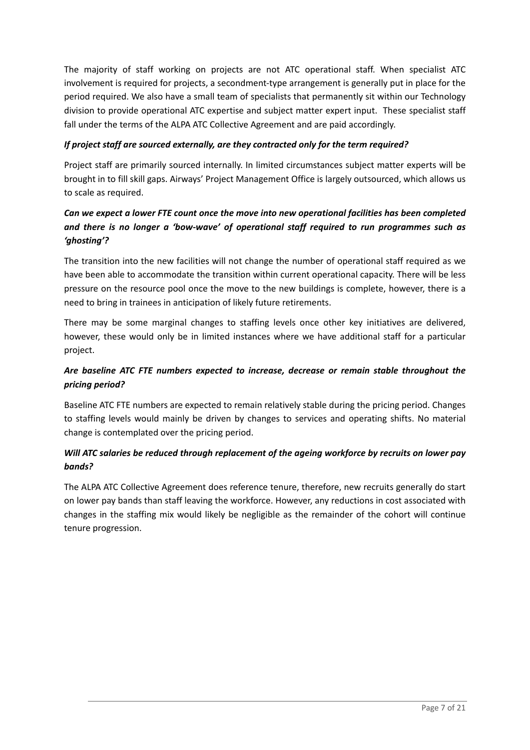The majority of staff working on projects are not ATC operational staff. When specialist ATC involvement is required for projects, a secondment-type arrangement is generally put in place for the period required. We also have a small team of specialists that permanently sit within our Technology division to provide operational ATC expertise and subject matter expert input. These specialist staff fall under the terms of the ALPA ATC Collective Agreement and are paid accordingly.

***If project staff are sourced externally, are they contracted only for the term required?***

Project staff are primarily sourced internally. In limited circumstances subject matter experts will be brought in to fill skill gaps. Airways' Project Management Office is largely outsourced, which allows us to scale as required.

***Can we expect a lower FTE count once the move into new operational facilities has been completed and there is no longer a 'bow-wave' of operational staff required to run programmes such as 'ghosting'?***

The transition into the new facilities will not change the number of operational staff required as we have been able to accommodate the transition within current operational capacity. There will be less pressure on the resource pool once the move to the new buildings is complete, however, there is a need to bring in trainees in anticipation of likely future retirements.

There may be some marginal changes to staffing levels once other key initiatives are delivered, however, these would only be in limited instances where we have additional staff for a particular project.

***Are baseline ATC FTE numbers expected to increase, decrease or remain stable throughout the pricing period?***

Baseline ATC FTE numbers are expected to remain relatively stable during the pricing period. Changes to staffing levels would mainly be driven by changes to services and operating shifts. No material change is contemplated over the pricing period.

***Will ATC salaries be reduced through replacement of the ageing workforce by recruits on lower pay bands?***

The ALPA ATC Collective Agreement does reference tenure, therefore, new recruits generally do start on lower pay bands than staff leaving the workforce. However, any reductions in cost associated with changes in the staffing mix would likely be negligible as the remainder of the cohort will continue tenure progression.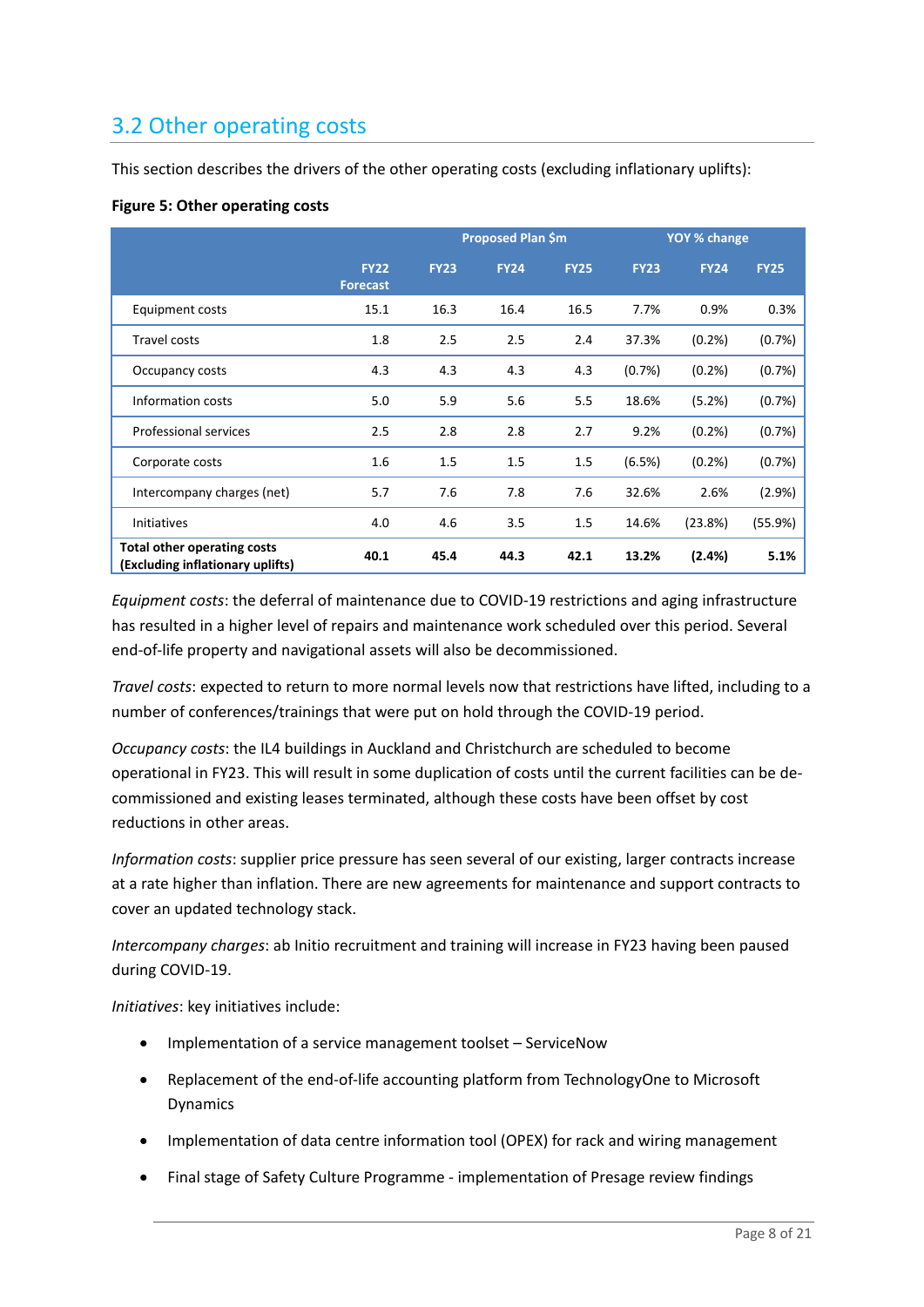## 3.2 Other operating costs

This section describes the drivers of the other operating costs (excluding inflationary uplifts):

**Figure 5: Other operating costs**

| | Proposed Plan $m | | | | YOY % change | | |
|---|---|---|---|---|---|---|---|
| | FY22 Forecast | FY23 | FY24 | FY25 | FY23 | FY24 | FY25 |
| Equipment costs | 15.1 | 16.3 | 16.4 | 16.5 | 7.7% | 0.9% | 0.3% |
| Travel costs | 1.8 | 2.5 | 2.5 | 2.4 | 37.3% | (0.2%) | (0.7%) |
| Occupancy costs | 4.3 | 4.3 | 4.3 | 4.3 | (0.7%) | (0.2%) | (0.7%) |
| Information costs | 5.0 | 5.9 | 5.6 | 5.5 | 18.6% | (5.2%) | (0.7%) |
| Professional services | 2.5 | 2.8 | 2.8 | 2.7 | 9.2% | (0.2%) | (0.7%) |
| Corporate costs | 1.6 | 1.5 | 1.5 | 1.5 | (6.5%) | (0.2%) | (0.7%) |
| Intercompany charges (net) | 5.7 | 7.6 | 7.8 | 7.6 | 32.6% | 2.6% | (2.9%) |
| Initiatives | 4.0 | 4.6 | 3.5 | 1.5 | 14.6% | (23.8%) | (55.9%) |
| **Total other operating costs (Excluding inflationary uplifts)** | **40.1** | **45.4** | **44.3** | **42.1** | **13.2%** | **(2.4%)** | **5.1%** |

*Equipment costs*: the deferral of maintenance due to COVID-19 restrictions and aging infrastructure has resulted in a higher level of repairs and maintenance work scheduled over this period. Several end-of-life property and navigational assets will also be decommissioned.

*Travel costs*: expected to return to more normal levels now that restrictions have lifted, including to a number of conferences/trainings that were put on hold through the COVID-19 period.

*Occupancy costs*: the IL4 buildings in Auckland and Christchurch are scheduled to become operational in FY23. This will result in some duplication of costs until the current facilities can be de-commissioned and existing leases terminated, although these costs have been offset by cost reductions in other areas.

*Information costs*: supplier price pressure has seen several of our existing, larger contracts increase at a rate higher than inflation. There are new agreements for maintenance and support contracts to cover an updated technology stack.

*Intercompany charges*: ab Initio recruitment and training will increase in FY23 having been paused during COVID-19.

*Initiatives*: key initiatives include:

- Implementation of a service management toolset – ServiceNow
- Replacement of the end-of-life accounting platform from TechnologyOne to Microsoft Dynamics
- Implementation of data centre information tool (OPEX) for rack and wiring management
- Final stage of Safety Culture Programme - implementation of Presage review findings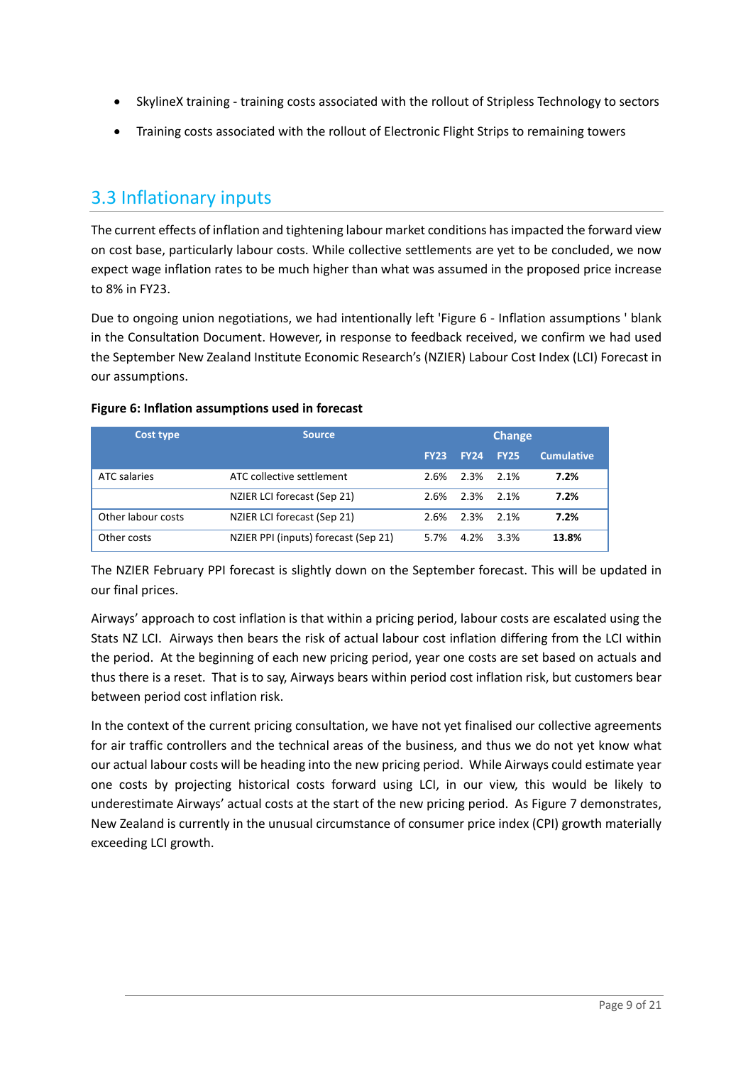- SkylineX training - training costs associated with the rollout of Stripless Technology to sectors
- Training costs associated with the rollout of Electronic Flight Strips to remaining towers

## 3.3 Inflationary inputs

The current effects of inflation and tightening labour market conditions has impacted the forward view on cost base, particularly labour costs. While collective settlements are yet to be concluded, we now expect wage inflation rates to be much higher than what was assumed in the proposed price increase to 8% in FY23.

Due to ongoing union negotiations, we had intentionally left 'Figure 6 - Inflation assumptions ' blank in the Consultation Document. However, in response to feedback received, we confirm we had used the September New Zealand Institute Economic Research's (NZIER) Labour Cost Index (LCI) Forecast in our assumptions.

**Figure 6: Inflation assumptions used in forecast**

| Cost type | Source | Change | | | |
|---|---|---|---|---|---|
| | | FY23 | FY24 | FY25 | Cumulative |
| ATC salaries | ATC collective settlement | 2.6% | 2.3% | 2.1% | **7.2%** |
| | NZIER LCI forecast (Sep 21) | 2.6% | 2.3% | 2.1% | **7.2%** |
| Other labour costs | NZIER LCI forecast (Sep 21) | 2.6% | 2.3% | 2.1% | **7.2%** |
| Other costs | NZIER PPI (inputs) forecast (Sep 21) | 5.7% | 4.2% | 3.3% | **13.8%** |

The NZIER February PPI forecast is slightly down on the September forecast. This will be updated in our final prices.

Airways' approach to cost inflation is that within a pricing period, labour costs are escalated using the Stats NZ LCI. Airways then bears the risk of actual labour cost inflation differing from the LCI within the period. At the beginning of each new pricing period, year one costs are set based on actuals and thus there is a reset. That is to say, Airways bears within period cost inflation risk, but customers bear between period cost inflation risk.

In the context of the current pricing consultation, we have not yet finalised our collective agreements for air traffic controllers and the technical areas of the business, and thus we do not yet know what our actual labour costs will be heading into the new pricing period. While Airways could estimate year one costs by projecting historical costs forward using LCI, in our view, this would be likely to underestimate Airways' actual costs at the start of the new pricing period. As Figure 7 demonstrates, New Zealand is currently in the unusual circumstance of consumer price index (CPI) growth materially exceeding LCI growth.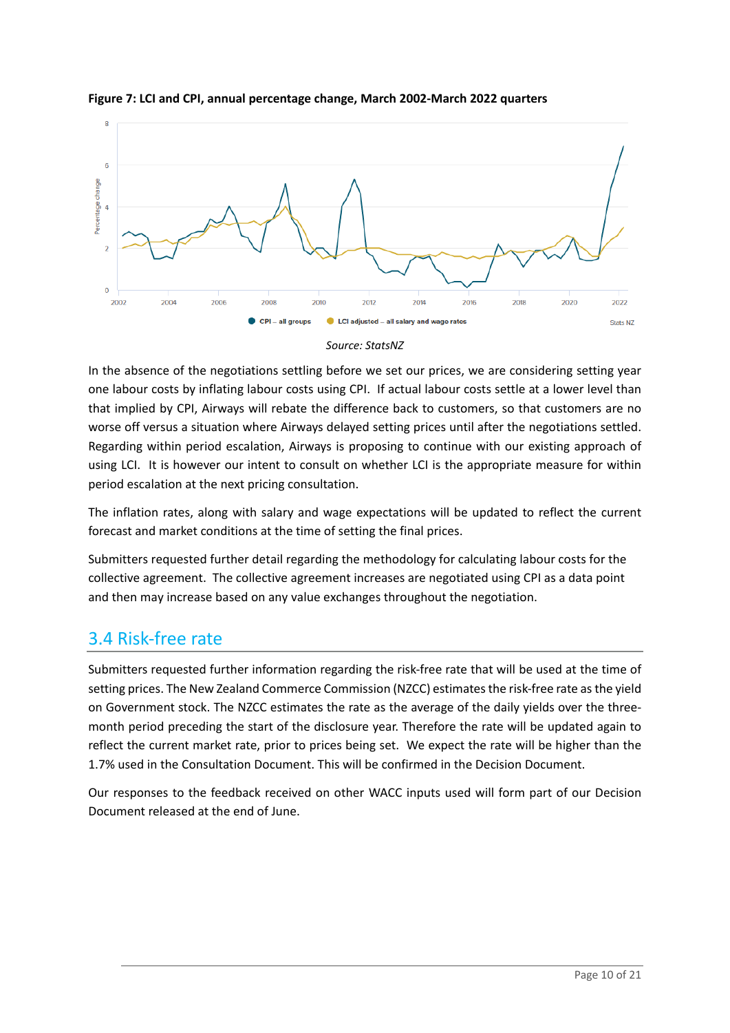**Figure 7: LCI and CPI, annual percentage change, March 2002-March 2022 quarters**

*Source: StatsNZ*

In the absence of the negotiations settling before we set our prices, we are considering setting year one labour costs by inflating labour costs using CPI. If actual labour costs settle at a lower level than that implied by CPI, Airways will rebate the difference back to customers, so that customers are no worse off versus a situation where Airways delayed setting prices until after the negotiations settled. Regarding within period escalation, Airways is proposing to continue with our existing approach of using LCI. It is however our intent to consult on whether LCI is the appropriate measure for within period escalation at the next pricing consultation.

The inflation rates, along with salary and wage expectations will be updated to reflect the current forecast and market conditions at the time of setting the final prices.

Submitters requested further detail regarding the methodology for calculating labour costs for the collective agreement. The collective agreement increases are negotiated using CPI as a data point and then may increase based on any value exchanges throughout the negotiation.

## 3.4 Risk-free rate

Submitters requested further information regarding the risk-free rate that will be used at the time of setting prices. The New Zealand Commerce Commission (NZCC) estimates the risk-free rate as the yield on Government stock. The NZCC estimates the rate as the average of the daily yields over the three-month period preceding the start of the disclosure year. Therefore the rate will be updated again to reflect the current market rate, prior to prices being set. We expect the rate will be higher than the 1.7% used in the Consultation Document. This will be confirmed in the Decision Document.

Our responses to the feedback received on other WACC inputs used will form part of our Decision Document released at the end of June.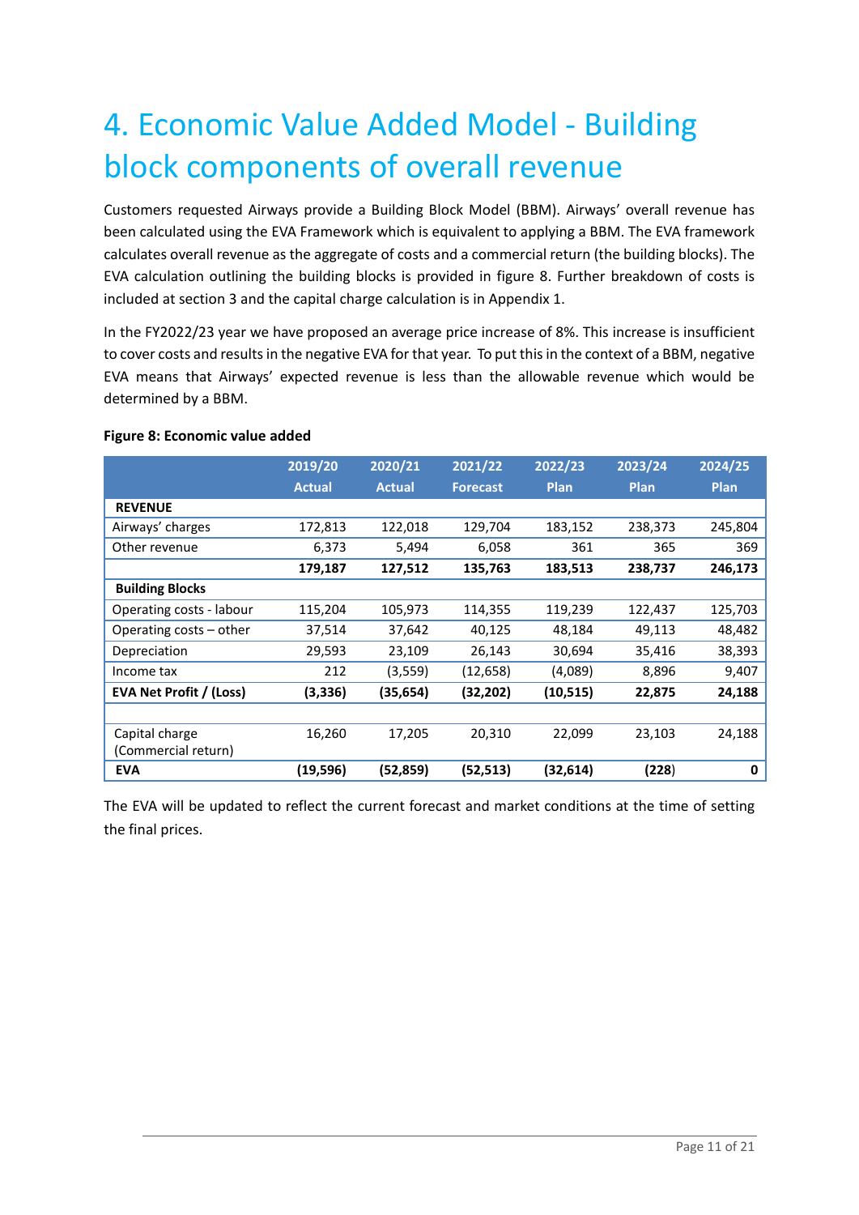# 4. Economic Value Added Model - Building block components of overall revenue

Customers requested Airways provide a Building Block Model (BBM). Airways' overall revenue has been calculated using the EVA Framework which is equivalent to applying a BBM. The EVA framework calculates overall revenue as the aggregate of costs and a commercial return (the building blocks). The EVA calculation outlining the building blocks is provided in figure 8. Further breakdown of costs is included at section 3 and the capital charge calculation is in Appendix 1.

In the FY2022/23 year we have proposed an average price increase of 8%. This increase is insufficient to cover costs and results in the negative EVA for that year. To put this in the context of a BBM, negative EVA means that Airways' expected revenue is less than the allowable revenue which would be determined by a BBM.

**Figure 8: Economic value added**

| | 2019/20 Actual | 2020/21 Actual | 2021/22 Forecast | 2022/23 Plan | 2023/24 Plan | 2024/25 Plan |
|---|---|---|---|---|---|---|
| **REVENUE** | | | | | | |
| Airways' charges | 172,813 | 122,018 | 129,704 | 183,152 | 238,373 | 245,804 |
| Other revenue | 6,373 | 5,494 | 6,058 | 361 | 365 | 369 |
| | **179,187** | **127,512** | **135,763** | **183,513** | **238,737** | **246,173** |
| **Building Blocks** | | | | | | |
| Operating costs - labour | 115,204 | 105,973 | 114,355 | 119,239 | 122,437 | 125,703 |
| Operating costs – other | 37,514 | 37,642 | 40,125 | 48,184 | 49,113 | 48,482 |
| Depreciation | 29,593 | 23,109 | 26,143 | 30,694 | 35,416 | 38,393 |
| Income tax | 212 | (3,559) | (12,658) | (4,089) | 8,896 | 9,407 |
| **EVA Net Profit / (Loss)** | **(3,336)** | **(35,654)** | **(32,202)** | **(10,515)** | **22,875** | **24,188** |
| | | | | | | |
| Capital charge (Commercial return) | 16,260 | 17,205 | 20,310 | 22,099 | 23,103 | 24,188 |
| **EVA** | **(19,596)** | **(52,859)** | **(52,513)** | **(32,614)** | **(228)** | **0** |

The EVA will be updated to reflect the current forecast and market conditions at the time of setting the final prices.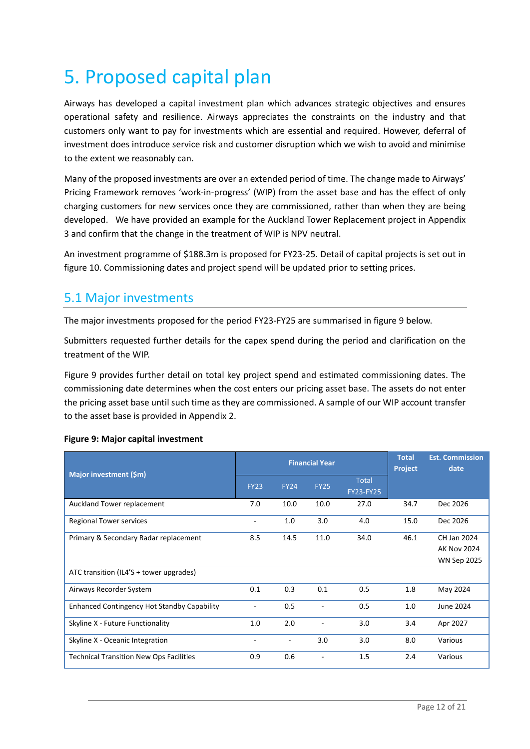# 5. Proposed capital plan

Airways has developed a capital investment plan which advances strategic objectives and ensures operational safety and resilience. Airways appreciates the constraints on the industry and that customers only want to pay for investments which are essential and required. However, deferral of investment does introduce service risk and customer disruption which we wish to avoid and minimise to the extent we reasonably can.

Many of the proposed investments are over an extended period of time. The change made to Airways' Pricing Framework removes 'work-in-progress' (WIP) from the asset base and has the effect of only charging customers for new services once they are commissioned, rather than when they are being developed. We have provided an example for the Auckland Tower Replacement project in Appendix 3 and confirm that the change in the treatment of WIP is NPV neutral.

An investment programme of $188.3m is proposed for FY23-25. Detail of capital projects is set out in figure 10. Commissioning dates and project spend will be updated prior to setting prices.

## 5.1 Major investments

The major investments proposed for the period FY23-FY25 are summarised in figure 9 below.

Submitters requested further details for the capex spend during the period and clarification on the treatment of the WIP.

Figure 9 provides further detail on total key project spend and estimated commissioning dates. The commissioning date determines when the cost enters our pricing asset base. The assets do not enter the pricing asset base until such time as they are commissioned. A sample of our WIP account transfer to the asset base is provided in Appendix 2.

**Figure 9: Major capital investment**

| Major investment ($m) | Financial Year | | | | Total Project | Est. Commission date |
|---|---|---|---|---|---|---|
| | FY23 | FY24 | FY25 | Total FY23-FY25 | | |
| Auckland Tower replacement | 7.0 | 10.0 | 10.0 | 27.0 | 34.7 | Dec 2026 |
| Regional Tower services | - | 1.0 | 3.0 | 4.0 | 15.0 | Dec 2026 |
| Primary & Secondary Radar replacement | 8.5 | 14.5 | 11.0 | 34.0 | 46.1 | CH Jan 2024<br>AK Nov 2024<br>WN Sep 2025 |
| ATC transition (IL4'S + tower upgrades) | | | | | | |
| Airways Recorder System | 0.1 | 0.3 | 0.1 | 0.5 | 1.8 | May 2024 |
| Enhanced Contingency Hot Standby Capability | - | 0.5 | - | 0.5 | 1.0 | June 2024 |
| Skyline X - Future Functionality | 1.0 | 2.0 | - | 3.0 | 3.4 | Apr 2027 |
| Skyline X - Oceanic Integration | - | - | 3.0 | 3.0 | 8.0 | Various |
| Technical Transition New Ops Facilities | 0.9 | 0.6 | - | 1.5 | 2.4 | Various |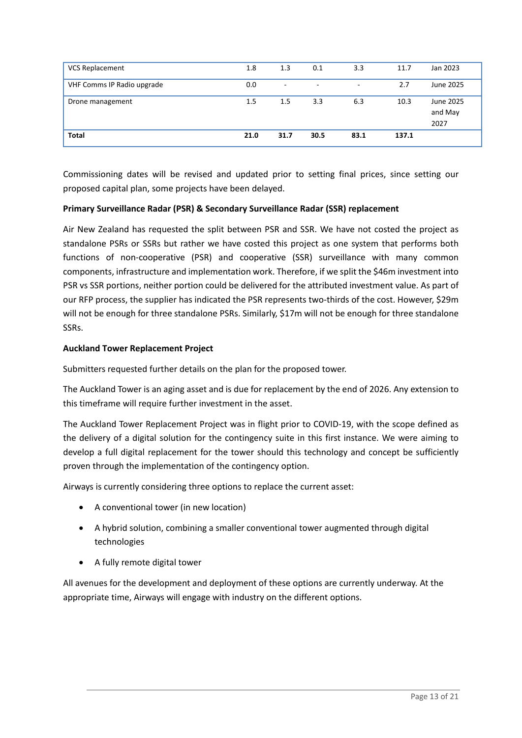| VCS Replacement | 1.8 | 1.3 | 0.1 | 3.3 | 11.7 | Jan 2023 |
|---|---|---|---|---|---|---|
| VHF Comms IP Radio upgrade | 0.0 | - | - | - | 2.7 | June 2025 |
| Drone management | 1.5 | 1.5 | 3.3 | 6.3 | 10.3 | June 2025 and May 2027 |
| **Total** | **21.0** | **31.7** | **30.5** | **83.1** | **137.1** | |

Commissioning dates will be revised and updated prior to setting final prices, since setting our proposed capital plan, some projects have been delayed.

**Primary Surveillance Radar (PSR) & Secondary Surveillance Radar (SSR) replacement**

Air New Zealand has requested the split between PSR and SSR. We have not costed the project as standalone PSRs or SSRs but rather we have costed this project as one system that performs both functions of non-cooperative (PSR) and cooperative (SSR) surveillance with many common components, infrastructure and implementation work. Therefore, if we split the $46m investment into PSR vs SSR portions, neither portion could be delivered for the attributed investment value. As part of our RFP process, the supplier has indicated the PSR represents two-thirds of the cost. However, $29m will not be enough for three standalone PSRs. Similarly, $17m will not be enough for three standalone SSRs.

**Auckland Tower Replacement Project**

Submitters requested further details on the plan for the proposed tower.

The Auckland Tower is an aging asset and is due for replacement by the end of 2026. Any extension to this timeframe will require further investment in the asset.

The Auckland Tower Replacement Project was in flight prior to COVID-19, with the scope defined as the delivery of a digital solution for the contingency suite in this first instance. We were aiming to develop a full digital replacement for the tower should this technology and concept be sufficiently proven through the implementation of the contingency option.

Airways is currently considering three options to replace the current asset:

- A conventional tower (in new location)
- A hybrid solution, combining a smaller conventional tower augmented through digital technologies
- A fully remote digital tower

All avenues for the development and deployment of these options are currently underway. At the appropriate time, Airways will engage with industry on the different options.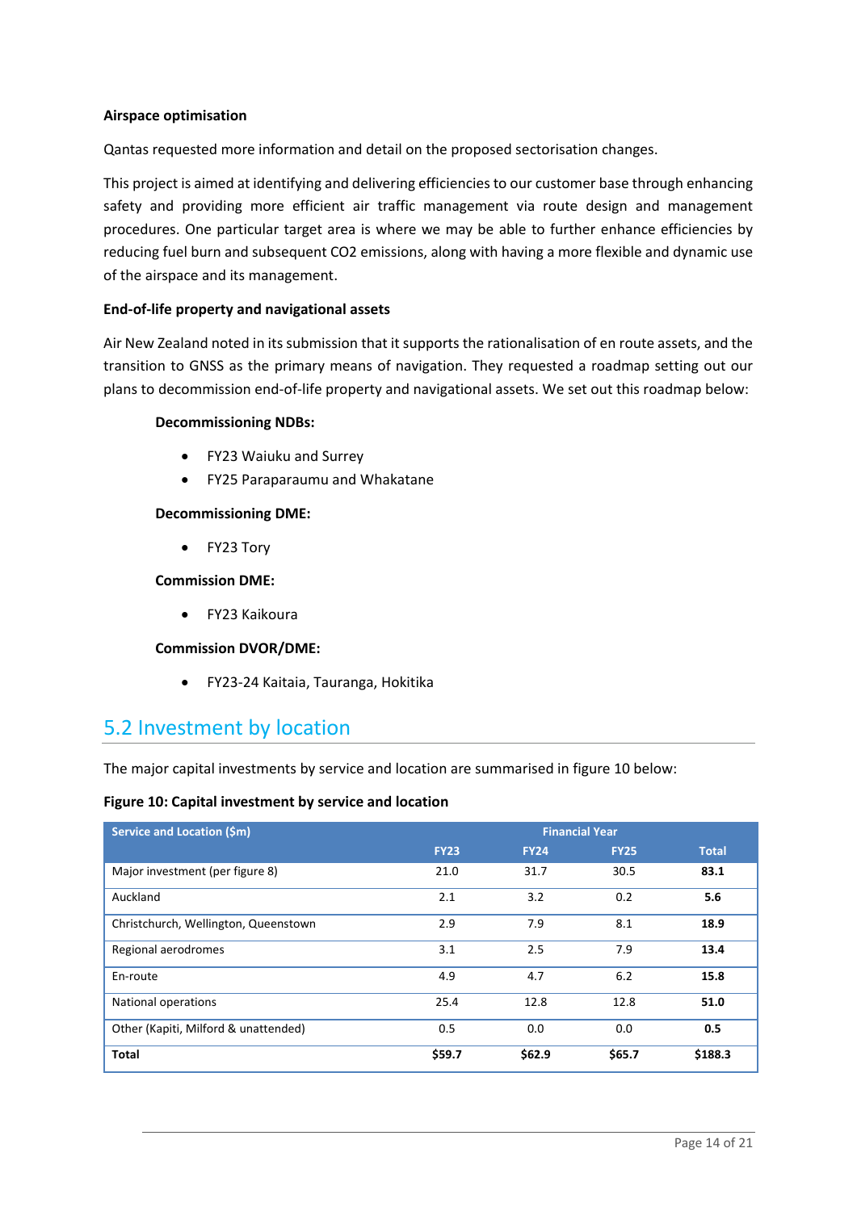**Airspace optimisation**

Qantas requested more information and detail on the proposed sectorisation changes.

This project is aimed at identifying and delivering efficiencies to our customer base through enhancing safety and providing more efficient air traffic management via route design and management procedures. One particular target area is where we may be able to further enhance efficiencies by reducing fuel burn and subsequent $CO_2$ emissions, along with having a more flexible and dynamic use of the airspace and its management.

**End-of-life property and navigational assets**

Air New Zealand noted in its submission that it supports the rationalisation of en route assets, and the transition to GNSS as the primary means of navigation. They requested a roadmap setting out our plans to decommission end-of-life property and navigational assets. We set out this roadmap below:

**Decommissioning NDBs:**

- FY23 Waiuku and Surrey
- FY25 Paraparaumu and Whakatane

**Decommissioning DME:**

- FY23 Tory

**Commission DME:**

- FY23 Kaikoura

**Commission DVOR/DME:**

- FY23-24 Kaitaia, Tauranga, Hokitika

## 5.2 Investment by location

The major capital investments by service and location are summarised in figure 10 below:

**Figure 10: Capital investment by service and location**

| Service and Location ($m) | Financial Year | | | |
|---|---|---|---|---|
| | FY23 | FY24 | FY25 | Total |
| Major investment (per figure 8) | 21.0 | 31.7 | 30.5 | **83.1** |
| Auckland | 2.1 | 3.2 | 0.2 | **5.6** |
| Christchurch, Wellington, Queenstown | 2.9 | 7.9 | 8.1 | **18.9** |
| Regional aerodromes | 3.1 | 2.5 | 7.9 | **13.4** |
| En-route | 4.9 | 4.7 | 6.2 | **15.8** |
| National operations | 25.4 | 12.8 | 12.8 | **51.0** |
| Other (Kapiti, Milford & unattended) | 0.5 | 0.0 | 0.0 | **0.5** |
| **Total** | **$59.7** | **$62.9** | **$65.7** | **$188.3** |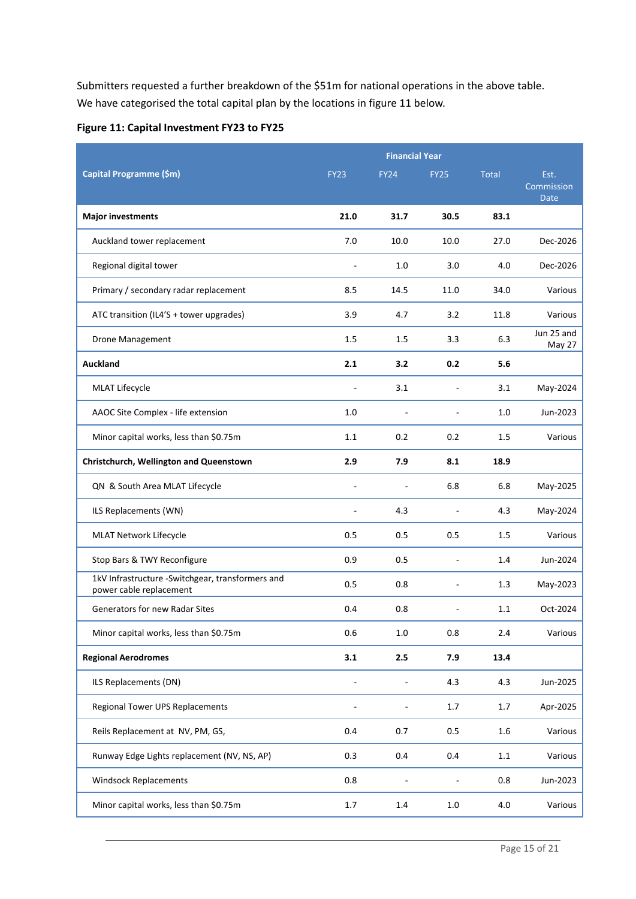Submitters requested a further breakdown of the $51m for national operations in the above table. We have categorised the total capital plan by the locations in figure 11 below.

**Figure 11: Capital Investment FY23 to FY25**

| Capital Programme ($m) | Financial Year | | | | |
|---|---|---|---|---|---|
| | FY23 | FY24 | FY25 | Total | Est. Commission Date |
| **Major investments** | **21.0** | **31.7** | **30.5** | **83.1** | |
| Auckland tower replacement | 7.0 | 10.0 | 10.0 | 27.0 | Dec-2026 |
| Regional digital tower | - | 1.0 | 3.0 | 4.0 | Dec-2026 |
| Primary / secondary radar replacement | 8.5 | 14.5 | 11.0 | 34.0 | Various |
| ATC transition (IL4'S + tower upgrades) | 3.9 | 4.7 | 3.2 | 11.8 | Various |
| Drone Management | 1.5 | 1.5 | 3.3 | 6.3 | Jun 25 and May 27 |
| **Auckland** | **2.1** | **3.2** | **0.2** | **5.6** | |
| MLAT Lifecycle | - | 3.1 | - | 3.1 | May-2024 |
| AAOC Site Complex - life extension | 1.0 | - | - | 1.0 | Jun-2023 |
| Minor capital works, less than $0.75m | 1.1 | 0.2 | 0.2 | 1.5 | Various |
| **Christchurch, Wellington and Queenstown** | **2.9** | **7.9** | **8.1** | **18.9** | |
| QN & South Area MLAT Lifecycle | - | - | 6.8 | 6.8 | May-2025 |
| ILS Replacements (WN) | - | 4.3 | - | 4.3 | May-2024 |
| MLAT Network Lifecycle | 0.5 | 0.5 | 0.5 | 1.5 | Various |
| Stop Bars & TWY Reconfigure | 0.9 | 0.5 | - | 1.4 | Jun-2024 |
| 1kV Infrastructure -Switchgear, transformers and power cable replacement | 0.5 | 0.8 | - | 1.3 | May-2023 |
| Generators for new Radar Sites | 0.4 | 0.8 | - | 1.1 | Oct-2024 |
| Minor capital works, less than $0.75m | 0.6 | 1.0 | 0.8 | 2.4 | Various |
| **Regional Aerodromes** | **3.1** | **2.5** | **7.9** | **13.4** | |
| ILS Replacements (DN) | - | - | 4.3 | 4.3 | Jun-2025 |
| Regional Tower UPS Replacements | - | - | 1.7 | 1.7 | Apr-2025 |
| Reils Replacement at NV, PM, GS, | 0.4 | 0.7 | 0.5 | 1.6 | Various |
| Runway Edge Lights replacement (NV, NS, AP) | 0.3 | 0.4 | 0.4 | 1.1 | Various |
| Windsock Replacements | 0.8 | - | - | 0.8 | Jun-2023 |
| Minor capital works, less than $0.75m | 1.7 | 1.4 | 1.0 | 4.0 | Various |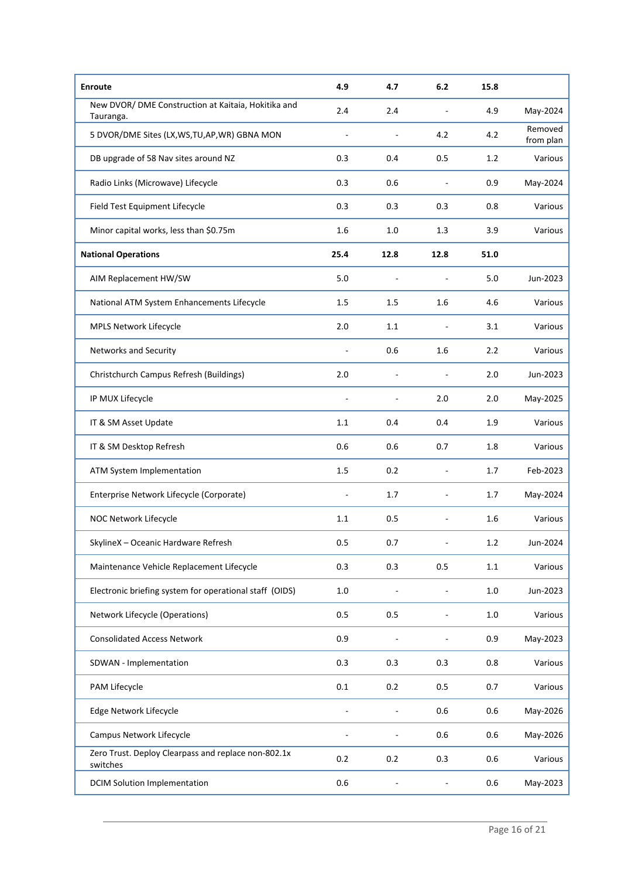| | | | | | |
|---|---|---|---|---|---|
| **Enroute** | **4.9** | **4.7** | **6.2** | **15.8** | |
| New DVOR/ DME Construction at Kaitaia, Hokitika and Tauranga. | 2.4 | 2.4 | - | 4.9 | May-2024 |
| 5 DVOR/DME Sites (LX,WS,TU,AP,WR) GBNA MON | - | - | 4.2 | 4.2 | Removed from plan |
| DB upgrade of 58 Nav sites around NZ | 0.3 | 0.4 | 0.5 | 1.2 | Various |
| Radio Links (Microwave) Lifecycle | 0.3 | 0.6 | - | 0.9 | May-2024 |
| Field Test Equipment Lifecycle | 0.3 | 0.3 | 0.3 | 0.8 | Various |
| Minor capital works, less than $0.75m | 1.6 | 1.0 | 1.3 | 3.9 | Various |
| **National Operations** | **25.4** | **12.8** | **12.8** | **51.0** | |
| AIM Replacement HW/SW | 5.0 | - | - | 5.0 | Jun-2023 |
| National ATM System Enhancements Lifecycle | 1.5 | 1.5 | 1.6 | 4.6 | Various |
| MPLS Network Lifecycle | 2.0 | 1.1 | - | 3.1 | Various |
| Networks and Security | - | 0.6 | 1.6 | 2.2 | Various |
| Christchurch Campus Refresh (Buildings) | 2.0 | - | - | 2.0 | Jun-2023 |
| IP MUX Lifecycle | - | - | 2.0 | 2.0 | May-2025 |
| IT & SM Asset Update | 1.1 | 0.4 | 0.4 | 1.9 | Various |
| IT & SM Desktop Refresh | 0.6 | 0.6 | 0.7 | 1.8 | Various |
| ATM System Implementation | 1.5 | 0.2 | - | 1.7 | Feb-2023 |
| Enterprise Network Lifecycle (Corporate) | - | 1.7 | - | 1.7 | May-2024 |
| NOC Network Lifecycle | 1.1 | 0.5 | - | 1.6 | Various |
| SkylineX – Oceanic Hardware Refresh | 0.5 | 0.7 | - | 1.2 | Jun-2024 |
| Maintenance Vehicle Replacement Lifecycle | 0.3 | 0.3 | 0.5 | 1.1 | Various |
| Electronic briefing system for operational staff (OIDS) | 1.0 | - | - | 1.0 | Jun-2023 |
| Network Lifecycle (Operations) | 0.5 | 0.5 | - | 1.0 | Various |
| Consolidated Access Network | 0.9 | - | - | 0.9 | May-2023 |
| SDWAN - Implementation | 0.3 | 0.3 | 0.3 | 0.8 | Various |
| PAM Lifecycle | 0.1 | 0.2 | 0.5 | 0.7 | Various |
| Edge Network Lifecycle | - | - | 0.6 | 0.6 | May-2026 |
| Campus Network Lifecycle | - | - | 0.6 | 0.6 | May-2026 |
| Zero Trust. Deploy Clearpass and replace non-802.1x switches | 0.2 | 0.2 | 0.3 | 0.6 | Various |
| DCIM Solution Implementation | 0.6 | - | - | 0.6 | May-2023 |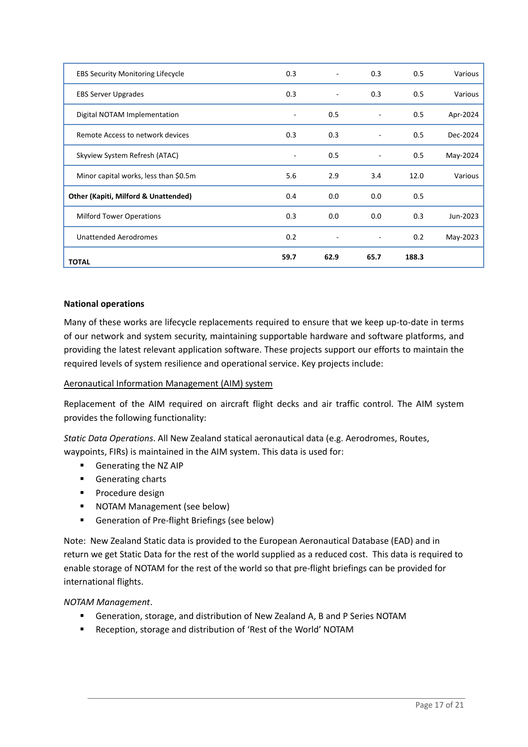| | | | | | |
|---|---|---|---|---|---|
| EBS Security Monitoring Lifecycle | 0.3 | - | 0.3 | 0.5 | Various |
| EBS Server Upgrades | 0.3 | - | 0.3 | 0.5 | Various |
| Digital NOTAM Implementation | - | 0.5 | - | 0.5 | Apr-2024 |
| Remote Access to network devices | 0.3 | 0.3 | - | 0.5 | Dec-2024 |
| Skyview System Refresh (ATAC) | - | 0.5 | - | 0.5 | May-2024 |
| Minor capital works, less than $0.5m | 5.6 | 2.9 | 3.4 | 12.0 | Various |
| **Other (Kapiti, Milford & Unattended)** | 0.4 | 0.0 | 0.0 | 0.5 | |
| Milford Tower Operations | 0.3 | 0.0 | 0.0 | 0.3 | Jun-2023 |
| Unattended Aerodromes | 0.2 | - | - | 0.2 | May-2023 |
| **TOTAL** | **59.7** | **62.9** | **65.7** | **188.3** | |

**National operations**

Many of these works are lifecycle replacements required to ensure that we keep up-to-date in terms of our network and system security, maintaining supportable hardware and software platforms, and providing the latest relevant application software. These projects support our efforts to maintain the required levels of system resilience and operational service. Key projects include:

<u>Aeronautical Information Management (AIM) system</u>

Replacement of the AIM required on aircraft flight decks and air traffic control. The AIM system provides the following functionality:

*Static Data Operations*. All New Zealand statical aeronautical data (e.g. Aerodromes, Routes, waypoints, FIRs) is maintained in the AIM system. This data is used for:

- Generating the NZ AIP
- Generating charts
- Procedure design
- NOTAM Management (see below)
- Generation of Pre-flight Briefings (see below)

Note: New Zealand Static data is provided to the European Aeronautical Database (EAD) and in return we get Static Data for the rest of the world supplied as a reduced cost. This data is required to enable storage of NOTAM for the rest of the world so that pre-flight briefings can be provided for international flights.

*NOTAM Management*.

- Generation, storage, and distribution of New Zealand A, B and P Series NOTAM
- Reception, storage and distribution of 'Rest of the World' NOTAM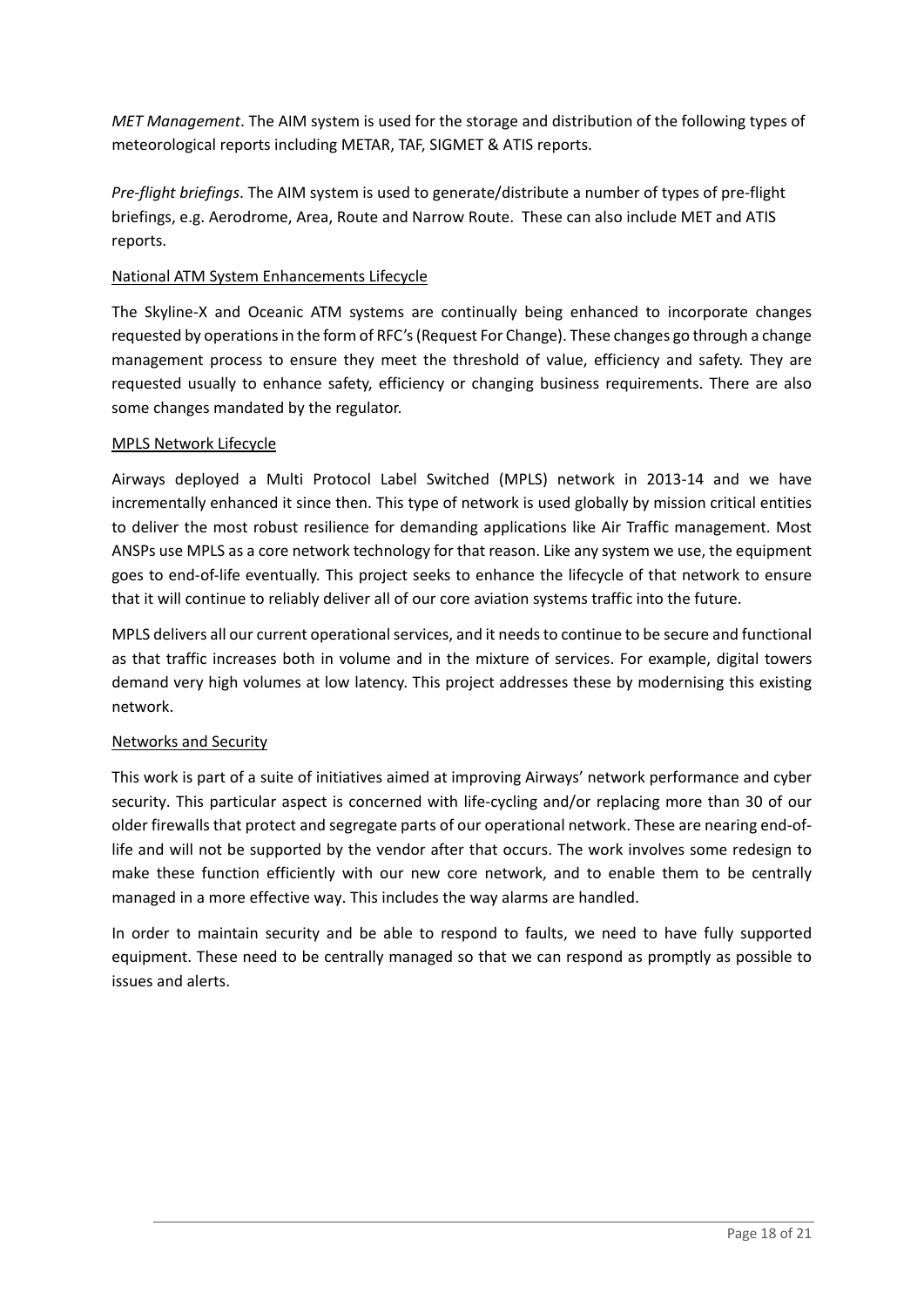*MET Management*. The AIM system is used for the storage and distribution of the following types of meteorological reports including METAR, TAF, SIGMET & ATIS reports.

*Pre-flight briefings*. The AIM system is used to generate/distribute a number of types of pre-flight briefings, e.g. Aerodrome, Area, Route and Narrow Route. These can also include MET and ATIS reports.

National ATM System Enhancements Lifecycle

The Skyline-X and Oceanic ATM systems are continually being enhanced to incorporate changes requested by operations in the form of RFC's (Request For Change). These changes go through a change management process to ensure they meet the threshold of value, efficiency and safety. They are requested usually to enhance safety, efficiency or changing business requirements. There are also some changes mandated by the regulator.

MPLS Network Lifecycle

Airways deployed a Multi Protocol Label Switched (MPLS) network in 2013-14 and we have incrementally enhanced it since then. This type of network is used globally by mission critical entities to deliver the most robust resilience for demanding applications like Air Traffic management. Most ANSPs use MPLS as a core network technology for that reason. Like any system we use, the equipment goes to end-of-life eventually. This project seeks to enhance the lifecycle of that network to ensure that it will continue to reliably deliver all of our core aviation systems traffic into the future.

MPLS delivers all our current operational services, and it needs to continue to be secure and functional as that traffic increases both in volume and in the mixture of services. For example, digital towers demand very high volumes at low latency. This project addresses these by modernising this existing network.

Networks and Security

This work is part of a suite of initiatives aimed at improving Airways' network performance and cyber security. This particular aspect is concerned with life-cycling and/or replacing more than 30 of our older firewalls that protect and segregate parts of our operational network. These are nearing end-of-life and will not be supported by the vendor after that occurs. The work involves some redesign to make these function efficiently with our new core network, and to enable them to be centrally managed in a more effective way. This includes the way alarms are handled.

In order to maintain security and be able to respond to faults, we need to have fully supported equipment. These need to be centrally managed so that we can respond as promptly as possible to issues and alerts.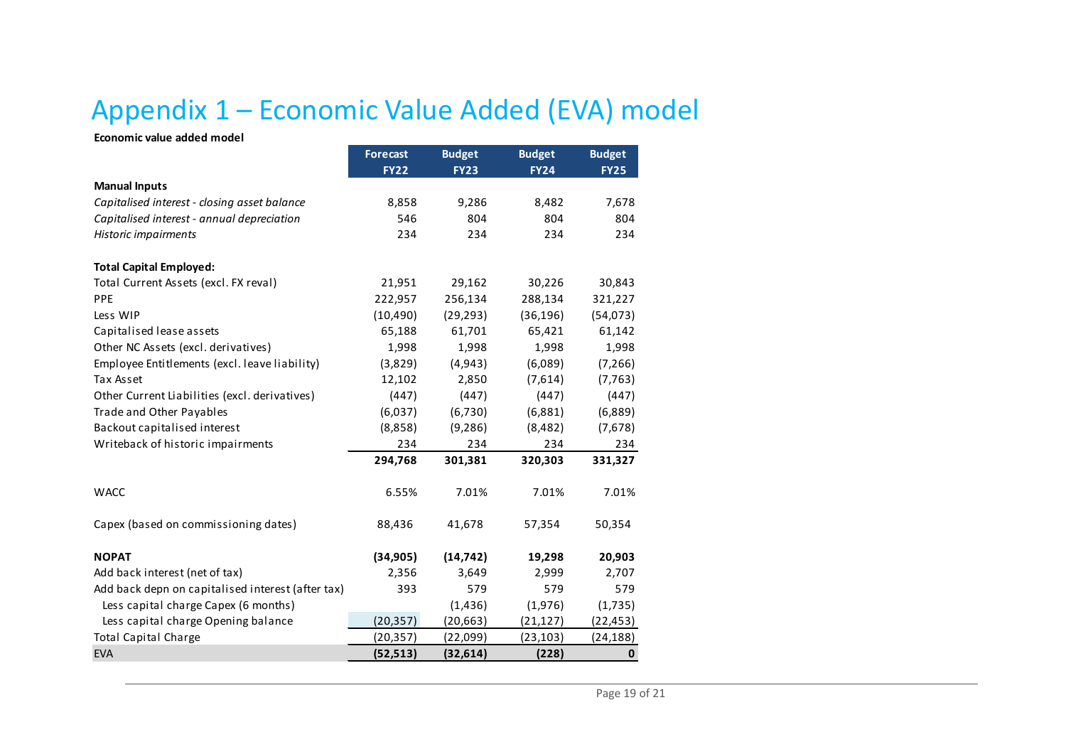# Appendix 1 – Economic Value Added (EVA) model

**Economic value added model**

| | Forecast FY22 | Budget FY23 | Budget FY24 | Budget FY25 |
|---|---|---|---|---|
| **Manual Inputs** | | | | |
| *Capitalised interest - closing asset balance* | 8,858 | 9,286 | 8,482 | 7,678 |
| *Capitalised interest - annual depreciation* | 546 | 804 | 804 | 804 |
| *Historic impairments* | 234 | 234 | 234 | 234 |
| | | | | |
| **Total Capital Employed:** | | | | |
| Total Current Assets (excl. FX reval) | 21,951 | 29,162 | 30,226 | 30,843 |
| PPE | 222,957 | 256,134 | 288,134 | 321,227 |
| Less WIP | (10,490) | (29,293) | (36,196) | (54,073) |
| Capitalised lease assets | 65,188 | 61,701 | 65,421 | 61,142 |
| Other NC Assets (excl. derivatives) | 1,998 | 1,998 | 1,998 | 1,998 |
| Employee Entitlements (excl. leave liability) | (3,829) | (4,943) | (6,089) | (7,266) |
| Tax Asset | 12,102 | 2,850 | (7,614) | (7,763) |
| Other Current Liabilities (excl. derivatives) | (447) | (447) | (447) | (447) |
| Trade and Other Payables | (6,037) | (6,730) | (6,881) | (6,889) |
| Backout capitalised interest | (8,858) | (9,286) | (8,482) | (7,678) |
| Writeback of historic impairments | 234 | 234 | 234 | 234 |
| | **294,768** | **301,381** | **320,303** | **331,327** |
| | | | | |
| WACC | 6.55% | 7.01% | 7.01% | 7.01% |
| | | | | |
| Capex (based on commissioning dates) | 88,436 | 41,678 | 57,354 | 50,354 |
| | | | | |
| **NOPAT** | **(34,905)** | **(14,742)** | **19,298** | **20,903** |
| Add back interest (net of tax) | 2,356 | 3,649 | 2,999 | 2,707 |
| Add back depn on capitalised interest (after tax) | 393 | 579 | 579 | 579 |
| Less capital charge Capex (6 months) | | (1,436) | (1,976) | (1,735) |
| Less capital charge Opening balance | (20,357) | (20,663) | (21,127) | (22,453) |
| Total Capital Charge | (20,357) | (22,099) | (23,103) | (24,188) |
| EVA | **(52,513)** | **(32,614)** | **(228)** | **0** |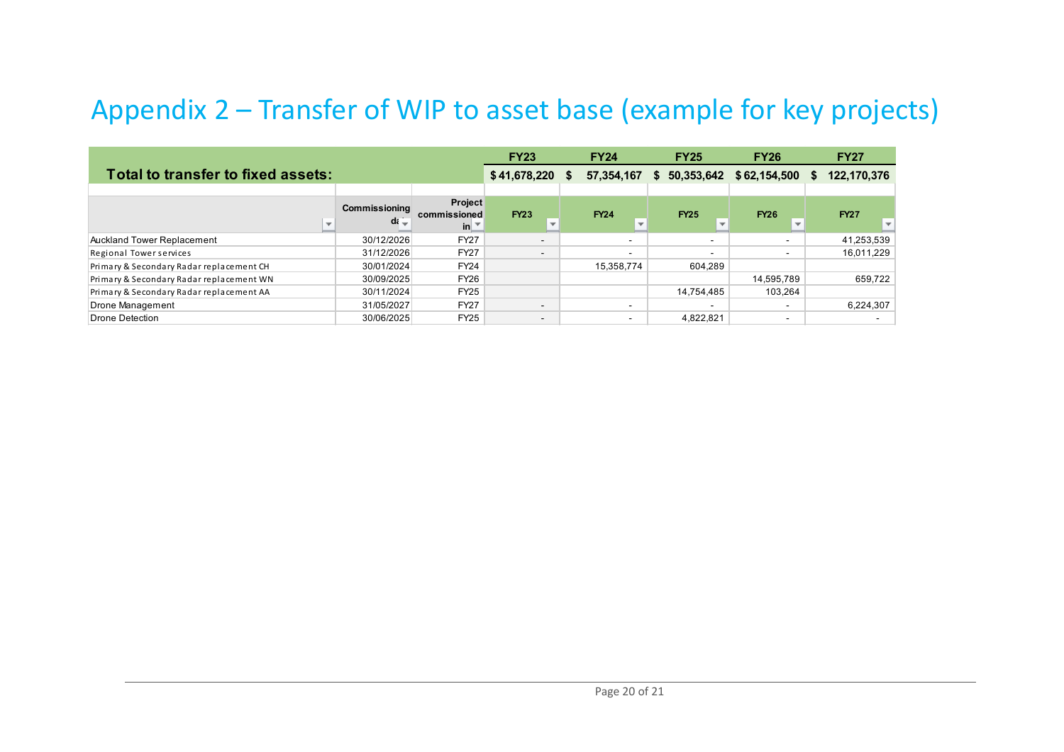# Appendix 2 – Transfer of WIP to asset base (example for key projects)

| Total to transfer to fixed assets: | | | FY23 | FY24 | FY25 | FY26 | FY27 |
|---|---|---|---|---|---|---|---|
| | | | $ 41,678,220 | $ 57,354,167 | $ 50,353,642 | $ 62,154,500 | $ 122,170,376 |
| | Commissioning da | Project commissioned in | FY23 | FY24 | FY25 | FY26 | FY27 |
| Auckland Tower Replacement | 30/12/2026 | FY27 | - | - | - | - | 41,253,539 |
| Regional Tower services | 31/12/2026 | FY27 | - | - | - | - | 16,011,229 |
| Primary & Secondary Radar replacement CH | 30/01/2024 | FY24 | | 15,358,774 | 604,289 | | |
| Primary & Secondary Radar replacement WN | 30/09/2025 | FY26 | | | | 14,595,789 | 659,722 |
| Primary & Secondary Radar replacement AA | 30/11/2024 | FY25 | | | 14,754,485 | 103,264 | |
| Drone Management | 31/05/2027 | FY27 | - | - | - | - | 6,224,307 |
| Drone Detection | 30/06/2025 | FY25 | - | - | 4,822,821 | - | - |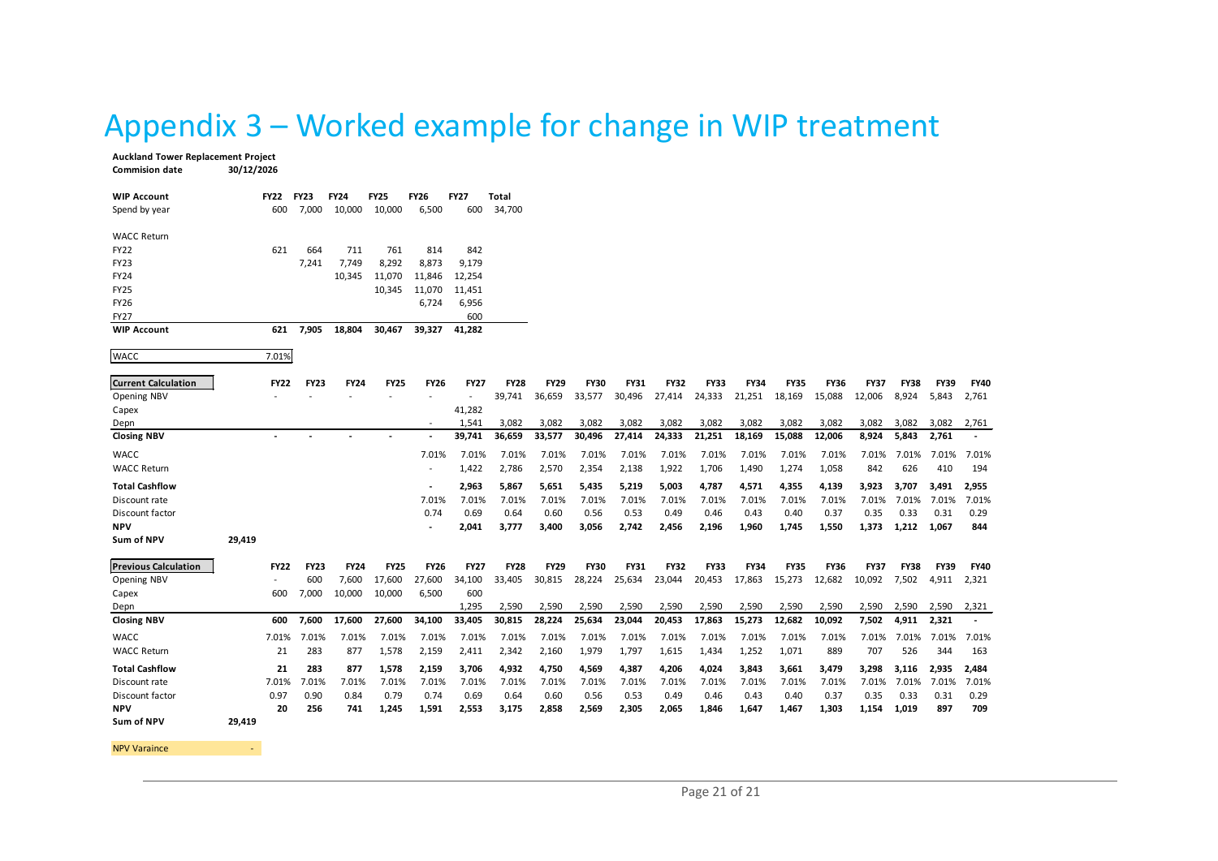# Appendix 3 – Worked example for change in WIP treatment

**Auckland Tower Replacement Project**
**Commision date** 30/12/2026

| **WIP Account** | **FY22** | **FY23** | **FY24** | **FY25** | **FY26** | **FY27** | **Total** |
|---|---|---|---|---|---|---|---|
| Spend by year | 600 | 7,000 | 10,000 | 10,000 | 6,500 | 600 | 34,700 |
| | | | | | | | |
| WACC Return | | | | | | | |
| FY22 | 621 | 664 | 711 | 761 | 814 | 842 | |
| FY23 | | 7,241 | 7,749 | 8,292 | 8,873 | 9,179 | |
| FY24 | | | 10,345 | 11,070 | 11,846 | 12,254 | |
| FY25 | | | | 10,345 | 11,070 | 11,451 | |
| FY26 | | | | | 6,724 | 6,956 | |
| FY27 | | | | | | 600 | |
| **WIP Account** | **621** | **7,905** | **18,804** | **30,467** | **39,327** | **41,282** | |

WACC 7.01%

| **Current Calculation** | | **FY22** | **FY23** | **FY24** | **FY25** | **FY26** | **FY27** | **FY28** | **FY29** | **FY30** | **FY31** | **FY32** | **FY33** | **FY34** | **FY35** | **FY36** | **FY37** | **FY38** | **FY39** | **FY40** |
|---|---|---|---|---|---|---|---|---|---|---|---|---|---|---|---|---|---|---|---|---|
| Opening NBV | | - | - | - | - | - | - | 39,741 | 36,659 | 33,577 | 30,496 | 27,414 | 24,333 | 21,251 | 18,169 | 15,088 | 12,006 | 8,924 | 5,843 | 2,761 |
| Capex | | | | | | | 41,282 | | | | | | | | | | | | | |
| Depn | | | | | | - | 1,541 | 3,082 | 3,082 | 3,082 | 3,082 | 3,082 | 3,082 | 3,082 | 3,082 | 3,082 | 3,082 | 3,082 | 3,082 | 2,761 |
| **Closing NBV** | | **-** | **-** | **-** | **-** | **-** | **39,741** | **36,659** | **33,577** | **30,496** | **27,414** | **24,333** | **21,251** | **18,169** | **15,088** | **12,006** | **8,924** | **5,843** | **2,761** | **-** |
| WACC | | | | | | 7.01% | 7.01% | 7.01% | 7.01% | 7.01% | 7.01% | 7.01% | 7.01% | 7.01% | 7.01% | 7.01% | 7.01% | 7.01% | 7.01% | 7.01% |
| WACC Return | | | | | | - | 1,422 | 2,786 | 2,570 | 2,354 | 2,138 | 1,922 | 1,706 | 1,490 | 1,274 | 1,058 | 842 | 626 | 410 | 194 |
| **Total Cashflow** | | | | | | **-** | **2,963** | **5,867** | **5,651** | **5,435** | **5,219** | **5,003** | **4,787** | **4,571** | **4,355** | **4,139** | **3,923** | **3,707** | **3,491** | **2,955** |
| Discount rate | | | | | | 7.01% | 7.01% | 7.01% | 7.01% | 7.01% | 7.01% | 7.01% | 7.01% | 7.01% | 7.01% | 7.01% | 7.01% | 7.01% | 7.01% | 7.01% |
| Discount factor | | | | | | 0.74 | 0.69 | 0.64 | 0.60 | 0.56 | 0.53 | 0.49 | 0.46 | 0.43 | 0.40 | 0.37 | 0.35 | 0.33 | 0.31 | 0.29 |
| **NPV** | | | | | | **-** | **2,041** | **3,777** | **3,400** | **3,056** | **2,742** | **2,456** | **2,196** | **1,960** | **1,745** | **1,550** | **1,373** | **1,212** | **1,067** | **844** |
| **Sum of NPV** | **29,419** | | | | | | | | | | | | | | | | | | | |

| **Previous Calculation** | | **FY22** | **FY23** | **FY24** | **FY25** | **FY26** | **FY27** | **FY28** | **FY29** | **FY30** | **FY31** | **FY32** | **FY33** | **FY34** | **FY35** | **FY36** | **FY37** | **FY38** | **FY39** | **FY40** |
|---|---|---|---|---|---|---|---|---|---|---|---|---|---|---|---|---|---|---|---|---|
| Opening NBV | | - | 600 | 7,600 | 17,600 | 27,600 | 34,100 | 33,405 | 30,815 | 28,224 | 25,634 | 23,044 | 20,453 | 17,863 | 15,273 | 12,682 | 10,092 | 7,502 | 4,911 | 2,321 |
| Capex | | 600 | 7,000 | 10,000 | 10,000 | 6,500 | 600 | | | | | | | | | | | | | |
| Depn | | | | | | | 1,295 | 2,590 | 2,590 | 2,590 | 2,590 | 2,590 | 2,590 | 2,590 | 2,590 | 2,590 | 2,590 | 2,590 | 2,590 | 2,321 |
| **Closing NBV** | | **600** | **7,600** | **17,600** | **27,600** | **34,100** | **33,405** | **30,815** | **28,224** | **25,634** | **23,044** | **20,453** | **17,863** | **15,273** | **12,682** | **10,092** | **7,502** | **4,911** | **2,321** | **-** |
| WACC | | 7.01% | 7.01% | 7.01% | 7.01% | 7.01% | 7.01% | 7.01% | 7.01% | 7.01% | 7.01% | 7.01% | 7.01% | 7.01% | 7.01% | 7.01% | 7.01% | 7.01% | 7.01% | 7.01% |
| WACC Return | | 21 | 283 | 877 | 1,578 | 2,159 | 2,411 | 2,342 | 2,160 | 1,979 | 1,797 | 1,615 | 1,434 | 1,252 | 1,071 | 889 | 707 | 526 | 344 | 163 |
| **Total Cashflow** | | **21** | **283** | **877** | **1,578** | **2,159** | **3,706** | **4,932** | **4,750** | **4,569** | **4,387** | **4,206** | **4,024** | **3,843** | **3,661** | **3,479** | **3,298** | **3,116** | **2,935** | **2,484** |
| Discount rate | | 7.01% | 7.01% | 7.01% | 7.01% | 7.01% | 7.01% | 7.01% | 7.01% | 7.01% | 7.01% | 7.01% | 7.01% | 7.01% | 7.01% | 7.01% | 7.01% | 7.01% | 7.01% | 7.01% |
| Discount factor | | 0.97 | 0.90 | 0.84 | 0.79 | 0.74 | 0.69 | 0.64 | 0.60 | 0.56 | 0.53 | 0.49 | 0.46 | 0.43 | 0.40 | 0.37 | 0.35 | 0.33 | 0.31 | 0.29 |
| **NPV** | | **20** | **256** | **741** | **1,245** | **1,591** | **2,553** | **3,175** | **2,858** | **2,569** | **2,305** | **2,065** | **1,846** | **1,647** | **1,467** | **1,303** | **1,154** | **1,019** | **897** | **709** |
| **Sum of NPV** | **29,419** | | | | | | | | | | | | | | | | | | | |

NPV Varaince -